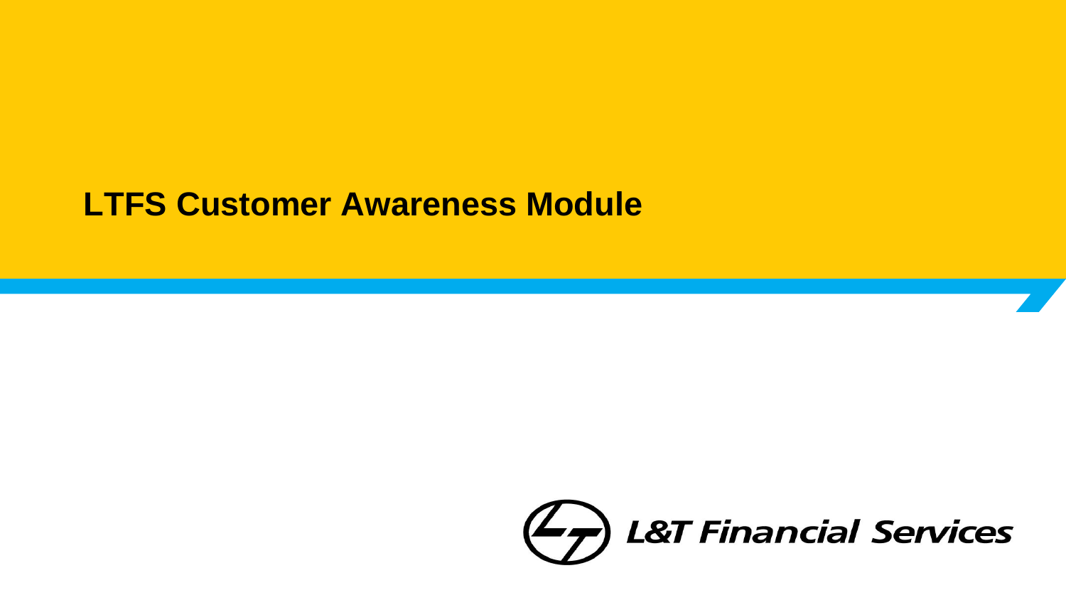# LTFS Customer Awareness Module

L&T Financial Services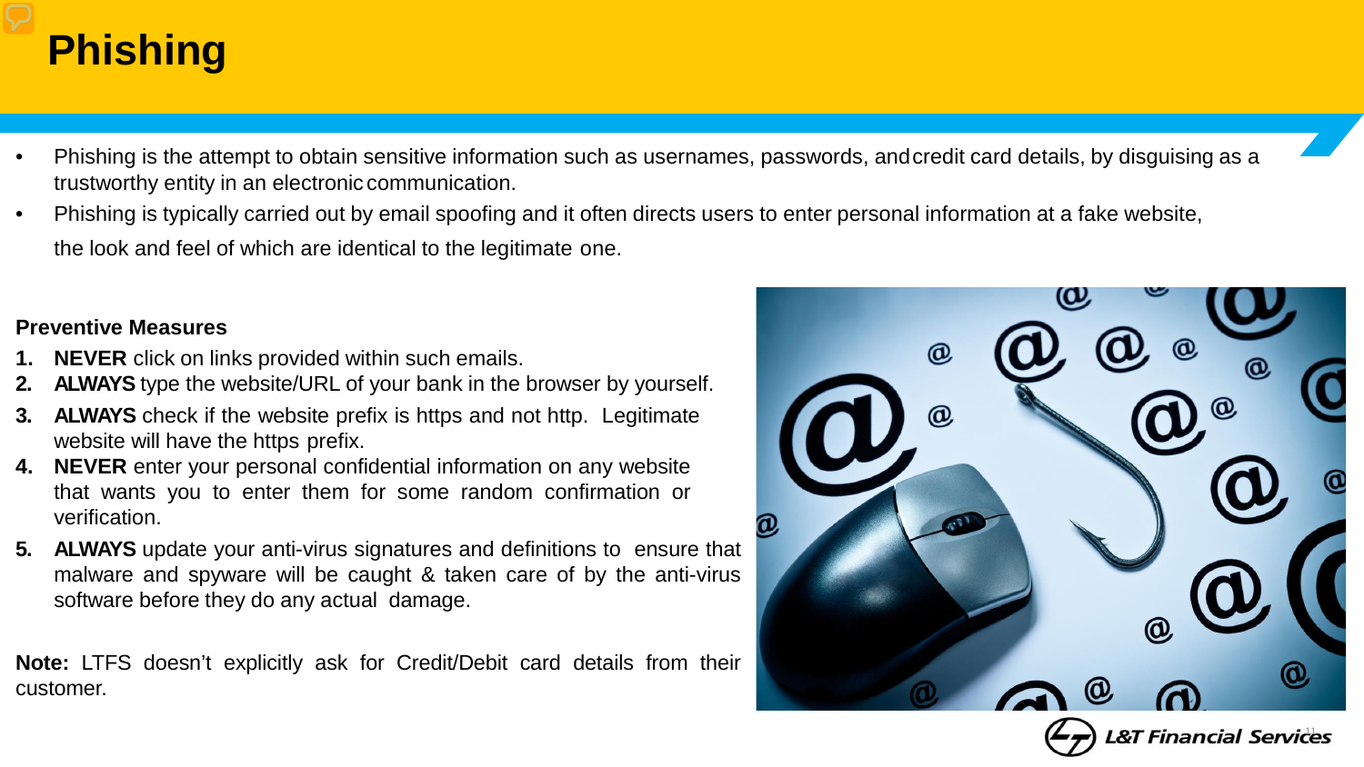# Phishing

- Phishing is the attempt to obtain sensitive information such as usernames, passwords, and credit card details, by disguising as a trustworthy entity in an electronic communication.
- Phishing is typically carried out by email spoofing and it often directs users to enter personal information at a fake website, the look and feel of which are identical to the legitimate one.

**Preventive Measures**

1. **NEVER** click on links provided within such emails.
2. **ALWAYS** type the website/URL of your bank in the browser by yourself.
3. **ALWAYS** check if the website prefix is https and not http. Legitimate website will have the https prefix.
4. **NEVER** enter your personal confidential information on any website that wants you to enter them for some random confirmation or verification.
5. **ALWAYS** update your anti-virus signatures and definitions to ensure that malware and spyware will be caught & taken care of by the anti-virus software before they do any actual damage.

**Note:** LTFS doesn't explicitly ask for Credit/Debit card details from their customer.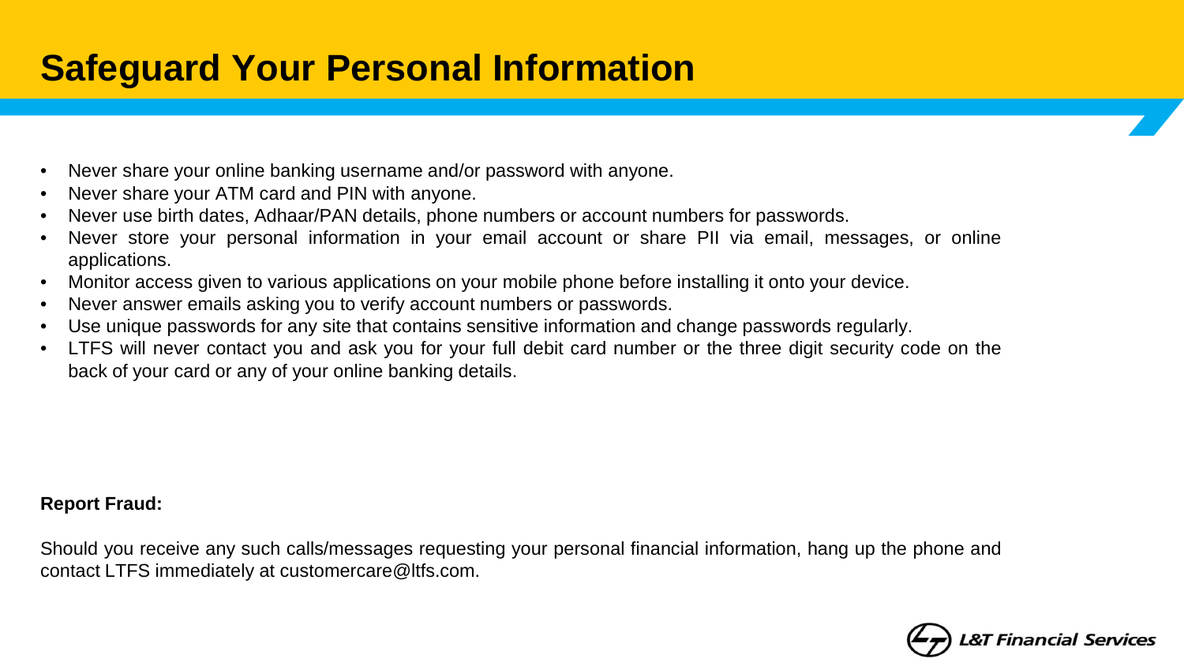# Safeguard Your Personal Information

- Never share your online banking username and/or password with anyone.
- Never share your ATM card and PIN with anyone.
- Never use birth dates, Adhaar/PAN details, phone numbers or account numbers for passwords.
- Never store your personal information in your email account or share PII via email, messages, or online applications.
- Monitor access given to various applications on your mobile phone before installing it onto your device.
- Never answer emails asking you to verify account numbers or passwords.
- Use unique passwords for any site that contains sensitive information and change passwords regularly.
- LTFS will never contact you and ask you for your full debit card number or the three digit security code on the back of your card or any of your online banking details.

**Report Fraud:**

Should you receive any such calls/messages requesting your personal financial information, hang up the phone and contact LTFS immediately at customercare@ltfs.com.

L&T Financial Services